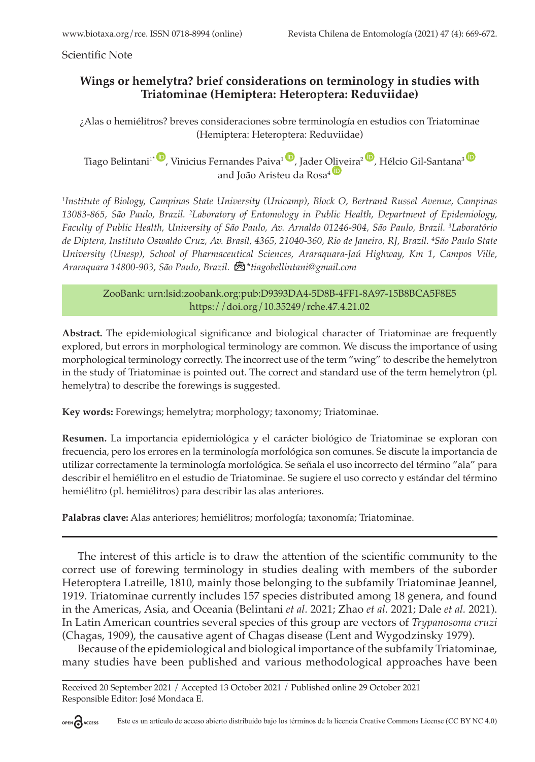Scientific Note

# Wings or hemelytra? brief considerations on terminology in studies with Triatominae (Hemiptera: Heteroptera: Reduviidae)

¿Alas o hemiélitros? breves consideraciones sobre terminología en estudios con Triatominae (Hemiptera: Heteroptera: Reduviidae)

Tiago Belintani[1*], Vinicius Fernandes Paiva[1], Jader Oliveira[2], Hélcio Gil-Santana[3] and João Aristeu da Rosa[4]

*[1]Institute of Biology, Campinas State University (Unicamp), Block O, Bertrand Russel Avenue, Campinas 13083-865, São Paulo, Brazil. [2]Laboratory of Entomology in Public Health, Department of Epidemiology, Faculty of Public Health, University of São Paulo, Av. Arnaldo 01246-904, São Paulo, Brazil. [3]Laboratório de Diptera, Instituto Oswaldo Cruz, Av. Brasil, 4365, 21040-360, Rio de Janeiro, RJ, Brazil. [4]São Paulo State University (Unesp), School of Pharmaceutical Sciences, Araraquara-Jaú Highway, Km 1, Campos Ville, Araraquara 14800-903, São Paulo, Brazil. \*tiagobellintani@gmail.com*

ZooBank: urn:lsid:zoobank.org:pub:D9393DA4-5D8B-4FF1-8A97-15B8BCA5F8E5
https://doi.org/10.35249/rche.47.4.21.02

**Abstract.** The epidemiological significance and biological character of Triatominae are frequently explored, but errors in morphological terminology are common. We discuss the importance of using morphological terminology correctly. The incorrect use of the term "wing" to describe the hemelytron in the study of Triatominae is pointed out. The correct and standard use of the term hemelytron (pl. hemelytra) to describe the forewings is suggested.

**Key words:** Forewings; hemelytra; morphology; taxonomy; Triatominae.

**Resumen.** La importancia epidemiológica y el carácter biológico de Triatominae se exploran con frecuencia, pero los errores en la terminología morfológica son comunes. Se discute la importancia de utilizar correctamente la terminología morfológica. Se señala el uso incorrecto del término "ala" para describir el hemiélitro en el estudio de Triatominae. Se sugiere el uso correcto y estándar del término hemiélitro (pl. hemiélitros) para describir las alas anteriores.

**Palabras clave:** Alas anteriores; hemiélitros; morfología; taxonomía; Triatominae.

---

The interest of this article is to draw the attention of the scientific community to the correct use of forewing terminology in studies dealing with members of the suborder Heteroptera Latreille, 1810, mainly those belonging to the subfamily Triatominae Jeannel, 1919. Triatominae currently includes 157 species distributed among 18 genera, and found in the Americas, Asia, and Oceania (Belintani *et al.* 2021; Zhao *et al.* 2021; Dale *et al.* 2021). In Latin American countries several species of this group are vectors of *Trypanosoma cruzi* (Chagas, 1909), the causative agent of Chagas disease (Lent and Wygodzinsky 1979).

Because of the epidemiological and biological importance of the subfamily Triatominae, many studies have been published and various methodological approaches have been

Received 20 September 2021 / Accepted 13 October 2021 / Published online 29 October 2021
Responsible Editor: José Mondaca E.

Este es un artículo de acceso abierto distribuido bajo los términos de la licencia Creative Commons License (CC BY NC 4.0)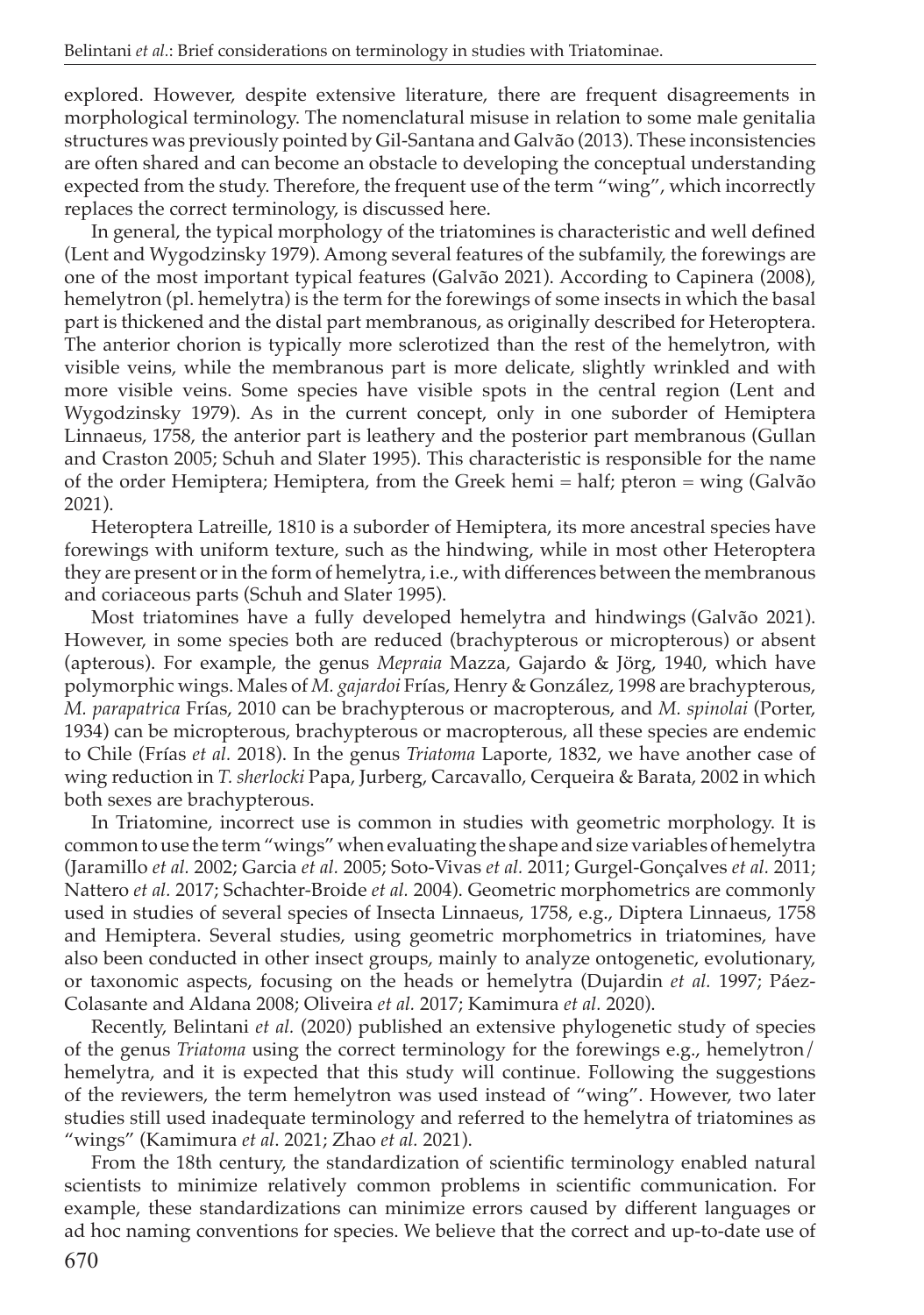explored. However, despite extensive literature, there are frequent disagreements in morphological terminology. The nomenclatural misuse in relation to some male genitalia structures was previously pointed by Gil-Santana and Galvão (2013). These inconsistencies are often shared and can become an obstacle to developing the conceptual understanding expected from the study. Therefore, the frequent use of the term "wing", which incorrectly replaces the correct terminology, is discussed here.

In general, the typical morphology of the triatomines is characteristic and well defined (Lent and Wygodzinsky 1979). Among several features of the subfamily, the forewings are one of the most important typical features (Galvão 2021). According to Capinera (2008), hemelytron (pl. hemelytra) is the term for the forewings of some insects in which the basal part is thickened and the distal part membranous, as originally described for Heteroptera. The anterior chorion is typically more sclerotized than the rest of the hemelytron, with visible veins, while the membranous part is more delicate, slightly wrinkled and with more visible veins. Some species have visible spots in the central region (Lent and Wygodzinsky 1979). As in the current concept, only in one suborder of Hemiptera Linnaeus, 1758, the anterior part is leathery and the posterior part membranous (Gullan and Craston 2005; Schuh and Slater 1995). This characteristic is responsible for the name of the order Hemiptera; Hemiptera, from the Greek hemi = half; pteron = wing (Galvão 2021).

Heteroptera Latreille, 1810 is a suborder of Hemiptera, its more ancestral species have forewings with uniform texture, such as the hindwing, while in most other Heteroptera they are present or in the form of hemelytra, i.e., with differences between the membranous and coriaceous parts (Schuh and Slater 1995).

Most triatomines have a fully developed hemelytra and hindwings (Galvão 2021). However, in some species both are reduced (brachypterous or micropterous) or absent (apterous). For example, the genus *Mepraia* Mazza, Gajardo & Jörg, 1940, which have polymorphic wings. Males of *M. gajardoi* Frías, Henry & González, 1998 are brachypterous, *M. parapatrica* Frías, 2010 can be brachypterous or macropterous, and *M. spinolai* (Porter, 1934) can be micropterous, brachypterous or macropterous, all these species are endemic to Chile (Frías *et al.* 2018). In the genus *Triatoma* Laporte, 1832, we have another case of wing reduction in *T. sherlocki* Papa, Jurberg, Carcavallo, Cerqueira & Barata, 2002 in which both sexes are brachypterous.

In Triatomine, incorrect use is common in studies with geometric morphology. It is common to use the term "wings" when evaluating the shape and size variables of hemelytra (Jaramillo *et al.* 2002; Garcia *et al.* 2005; Soto-Vivas *et al.* 2011; Gurgel-Gonçalves *et al.* 2011; Nattero *et al.* 2017; Schachter-Broide *et al.* 2004). Geometric morphometrics are commonly used in studies of several species of Insecta Linnaeus, 1758, e.g., Diptera Linnaeus, 1758 and Hemiptera. Several studies, using geometric morphometrics in triatomines, have also been conducted in other insect groups, mainly to analyze ontogenetic, evolutionary, or taxonomic aspects, focusing on the heads or hemelytra (Dujardin *et al.* 1997; Páez-Colasante and Aldana 2008; Oliveira *et al.* 2017; Kamimura *et al.* 2020).

Recently, Belintani *et al.* (2020) published an extensive phylogenetic study of species of the genus *Triatoma* using the correct terminology for the forewings e.g., hemelytron/hemelytra, and it is expected that this study will continue. Following the suggestions of the reviewers, the term hemelytron was used instead of "wing". However, two later studies still used inadequate terminology and referred to the hemelytra of triatomines as "wings" (Kamimura *et al*. 2021; Zhao *et al.* 2021).

From the 18th century, the standardization of scientific terminology enabled natural scientists to minimize relatively common problems in scientific communication. For example, these standardizations can minimize errors caused by different languages or ad hoc naming conventions for species. We believe that the correct and up-to-date use of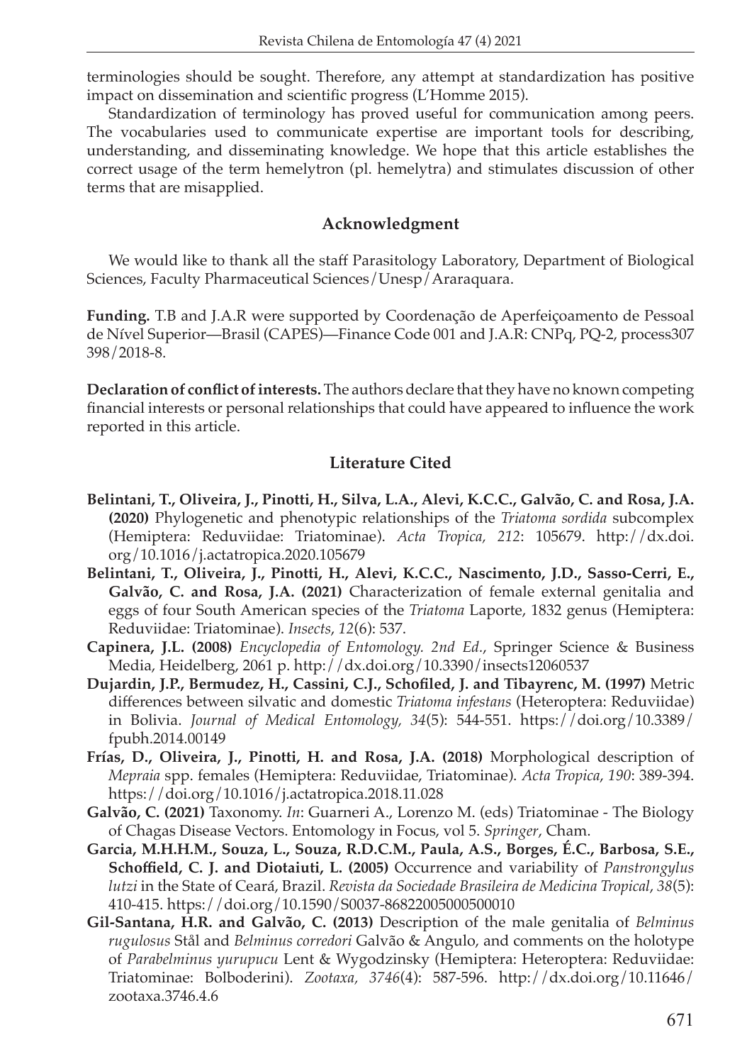terminologies should be sought. Therefore, any attempt at standardization has positive impact on dissemination and scientific progress (L'Homme 2015).

Standardization of terminology has proved useful for communication among peers. The vocabularies used to communicate expertise are important tools for describing, understanding, and disseminating knowledge. We hope that this article establishes the correct usage of the term hemelytron (pl. hemelytra) and stimulates discussion of other terms that are misapplied.

## Acknowledgment

We would like to thank all the staff Parasitology Laboratory, Department of Biological Sciences, Faculty Pharmaceutical Sciences/Unesp/Araraquara.

**Funding.** T.B and J.A.R were supported by Coordenação de Aperfeiçoamento de Pessoal de Nível Superior—Brasil (CAPES)—Finance Code 001 and J.A.R: CNPq, PQ-2, process307 398/2018-8.

**Declaration of conflict of interests.** The authors declare that they have no known competing financial interests or personal relationships that could have appeared to influence the work reported in this article.

## Literature Cited

**Belintani, T., Oliveira, J., Pinotti, H., Silva, L.A., Alevi, K.C.C., Galvão, C. and Rosa, J.A. (2020)** Phylogenetic and phenotypic relationships of the *Triatoma sordida* subcomplex (Hemiptera: Reduviidae: Triatominae). *Acta Tropica, 212*: 105679. http://dx.doi.org/10.1016/j.actatropica.2020.105679

**Belintani, T., Oliveira, J., Pinotti, H., Alevi, K.C.C., Nascimento, J.D., Sasso-Cerri, E., Galvão, C. and Rosa, J.A. (2021)** Characterization of female external genitalia and eggs of four South American species of the *Triatoma* Laporte, 1832 genus (Hemiptera: Reduviidae: Triatominae). *Insects*, *12*(6): 537.

**Capinera, J.L. (2008)** *Encyclopedia of Entomology. 2nd Ed.*, Springer Science & Business Media, Heidelberg, 2061 p. http://dx.doi.org/10.3390/insects12060537

**Dujardin, J.P., Bermudez, H., Cassini, C.J., Schofiled, J. and Tibayrenc, M. (1997)** Metric differences between silvatic and domestic *Triatoma infestans* (Heteroptera: Reduviidae) in Bolivia. *Journal of Medical Entomology, 34*(5): 544-551. https://doi.org/10.3389/fpubh.2014.00149

**Frías, D., Oliveira, J., Pinotti, H. and Rosa, J.A. (2018)** Morphological description of *Mepraia* spp. females (Hemiptera: Reduviidae, Triatominae). *Acta Tropica*, *190*: 389-394. https://doi.org/10.1016/j.actatropica.2018.11.028

**Galvão, C. (2021)** Taxonomy. *In*: Guarneri A., Lorenzo M. (eds) Triatominae - The Biology of Chagas Disease Vectors. Entomology in Focus, vol 5. *Springer*, Cham.

**Garcia, M.H.H.M., Souza, L., Souza, R.D.C.M., Paula, A.S., Borges, É.C., Barbosa, S.E., Schoffield, C. J. and Diotaiuti, L. (2005)** Occurrence and variability of *Panstrongylus lutzi* in the State of Ceará, Brazil. *Revista da Sociedade Brasileira de Medicina Tropical*, *38*(5): 410-415. https://doi.org/10.1590/S0037-86822005000500010

**Gil-Santana, H.R. and Galvão, C. (2013)** Description of the male genitalia of *Belminus rugulosus* Stål and *Belminus corredori* Galvão & Angulo, and comments on the holotype of *Parabelminus yurupucu* Lent & Wygodzinsky (Hemiptera: Heteroptera: Reduviidae: Triatominae: Bolboderini). *Zootaxa, 3746*(4): 587-596. http://dx.doi.org/10.11646/zootaxa.3746.4.6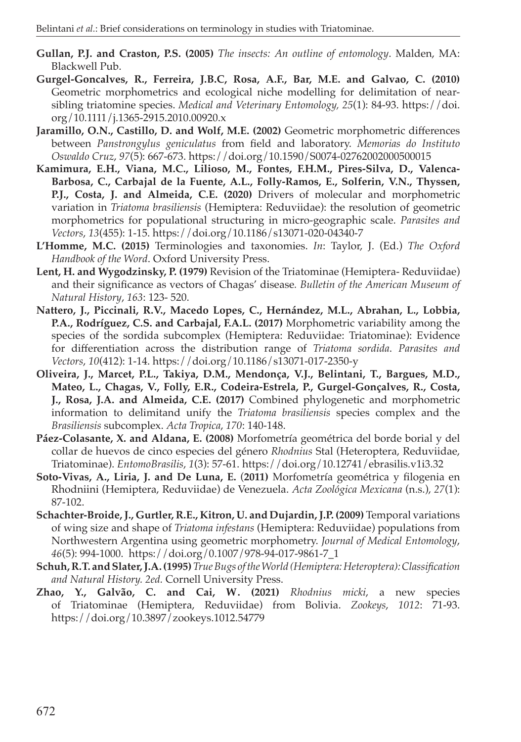**Gullan, P.J. and Craston, P.S. (2005)** *The insects: An outline of entomology*. Malden, MA: Blackwell Pub.

**Gurgel-Goncalves, R., Ferreira, J.B.C, Rosa, A.F., Bar, M.E. and Galvao, C. (2010)** Geometric morphometrics and ecological niche modelling for delimitation of near-sibling triatomine species. *Medical and Veterinary Entomology, 25*(1): 84-93. https://doi.org/10.1111/j.1365-2915.2010.00920.x

**Jaramillo, O.N., Castillo, D. and Wolf, M.E. (2002)** Geometric morphometric differences between *Panstrongylus geniculatus* from field and laboratory. *Memorias do Instituto Oswaldo Cruz*, *97*(5): 667-673. https://doi.org/10.1590/S0074-02762002000500015

**Kamimura, E.H., Viana, M.C., Lilioso, M., Fontes, F.H.M., Pires-Silva, D., Valenca-Barbosa, C., Carbajal de la Fuente, A.L., Folly-Ramos, E., Solferin, V.N., Thyssen, P.J., Costa, J. and Almeida, C.E. (2020)** Drivers of molecular and morphometric variation in *Triatoma brasiliensis* (Hemiptera: Reduviidae): the resolution of geometric morphometrics for populational structuring in micro-geographic scale. *Parasites and Vectors*, *13*(455): 1-15. https://doi.org/10.1186/s13071-020-04340-7

**L'Homme, M.C. (2015)** Terminologies and taxonomies. *In*: Taylor, J. (Ed.) *The Oxford Handbook of the Word*. Oxford University Press.

**Lent, H. and Wygodzinsky, P. (1979)** Revision of the Triatominae (Hemiptera- Reduviidae) and their significance as vectors of Chagas' disease*. Bulletin of the American Museum of Natural History*, *163*: 123- 520.

**Nattero, J., Piccinali, R.V., Macedo Lopes, C., Hernández, M.L., Abrahan, L., Lobbia, P.A., Rodríguez, C.S. and Carbajal, F.A.L. (2017)** Morphometric variability among the species of the sordida subcomplex (Hemiptera: Reduviidae: Triatominae): Evidence for differentiation across the distribution range of *Triatoma sordida*. *Parasites and Vectors*, *10*(412): 1-14. https://doi.org/10.1186/s13071-017-2350-y

**Oliveira, J., Marcet, P.L., Takiya, D.M., Mendonça, V.J., Belintani, T., Bargues, M.D., Mateo, L., Chagas, V., Folly, E.R., Codeira-Estrela, P., Gurgel-Gonçalves, R., Costa, J., Rosa, J.A. and Almeida, C.E. (2017)** Combined phylogenetic and morphometric information to delimitand unify the *Triatoma brasiliensis* species complex and the *Brasiliensis* subcomplex. *Acta Tropica*, *170*: 140-148.

**Páez-Colasante, X. and Aldana, E. (2008)** Morfometría geométrica del borde borial y del collar de huevos de cinco especies del género *Rhodnius* Stal (Heteroptera, Reduviidae, Triatominae). *EntomoBrasilis*, *1*(3): 57-61. https://doi.org/10.12741/ebrasilis.v1i3.32

**Soto-Vivas, A., Liria, J. and De Luna, E. (2011)** Morfometría geométrica y filogenia en Rhodniini (Hemiptera, Reduviidae) de Venezuela. *Acta Zoológica Mexicana* (n.s.), *27*(1): 87-102.

**Schachter-Broide, J., Gurtler, R.E., Kitron, U. and Dujardin, J.P. (2009)** Temporal variations of wing size and shape of *Triatoma infestans* (Hemiptera: Reduviidae) populations from Northwestern Argentina using geometric morphometry. *Journal of Medical Entomology*, *46*(5): 994-1000. https://doi.org/0.1007/978-94-017-9861-7_1

**Schuh, R.T. and Slater, J.A. (1995)** *True Bugs of the World (Hemiptera: Heteroptera): Classification and Natural History. 2ed.* Cornell University Press.

**Zhao, Y., Galvão, C. and Cai, W. (2021)** *Rhodnius micki*, a new species of Triatominae (Hemiptera, Reduviidae) from Bolivia. *Zookeys*, *1012*: 71-93. https://doi.org/10.3897/zookeys.1012.54779